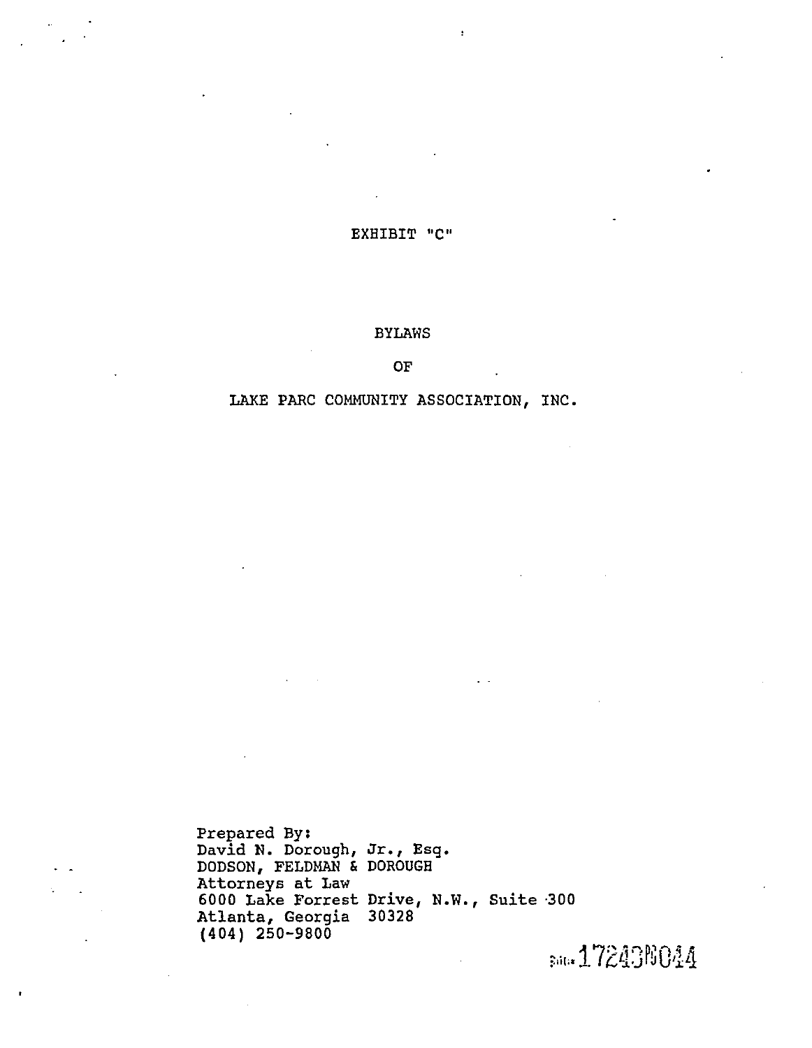EXHIBIT "C"

# BYLAWS

# OF

# LAKE PARC COMMUNITY ASSOCIATION, INC.

Prepared By:
David N. Dorough, Jr., Esq.
DODSON, FELDMAN & DOROUGH
Attorneys at Law
6000 Lake Forrest Drive, N.W., Suite 300
Atlanta, Georgia 30328
(404) 250-9800

BOOK 17243 PG 044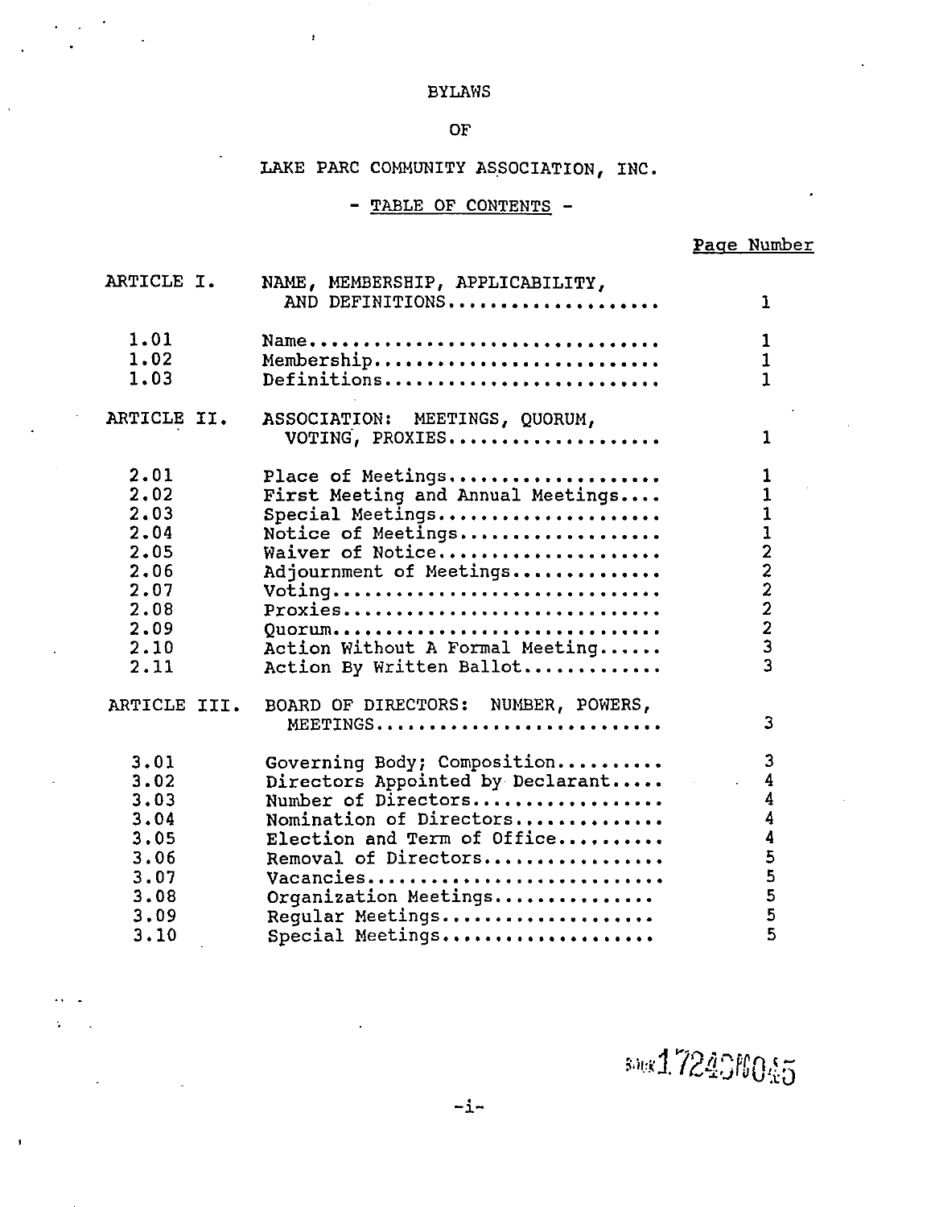# BYLAWS

# OF

# LAKE PARC COMMUNITY ASSOCIATION, INC.

## - TABLE OF CONTENTS -

| | | Page Number |
|---|---|---|
| ARTICLE I. | NAME, MEMBERSHIP, APPLICABILITY, AND DEFINITIONS | 1 |
| 1.01 | Name | 1 |
| 1.02 | Membership | 1 |
| 1.03 | Definitions | 1 |
| ARTICLE II. | ASSOCIATION: MEETINGS, QUORUM, VOTING, PROXIES | 1 |
| 2.01 | Place of Meetings | 1 |
| 2.02 | First Meeting and Annual Meetings | 1 |
| 2.03 | Special Meetings | 1 |
| 2.04 | Notice of Meetings | 1 |
| 2.05 | Waiver of Notice | 2 |
| 2.06 | Adjournment of Meetings | 2 |
| 2.07 | Voting | 2 |
| 2.08 | Proxies | 2 |
| 2.09 | Quorum | 2 |
| 2.10 | Action Without A Formal Meeting | 3 |
| 2.11 | Action By Written Ballot | 3 |
| ARTICLE III. | BOARD OF DIRECTORS: NUMBER, POWERS, MEETINGS | 3 |
| 3.01 | Governing Body; Composition | 3 |
| 3.02 | Directors Appointed by Declarant | 4 |
| 3.03 | Number of Directors | 4 |
| 3.04 | Nomination of Directors | 4 |
| 3.05 | Election and Term of Office | 4 |
| 3.06 | Removal of Directors | 5 |
| 3.07 | Vacancies | 5 |
| 3.08 | Organization Meetings | 5 |
| 3.09 | Regular Meetings | 5 |
| 3.10 | Special Meetings | 5 |

BOOK 1724 PG 045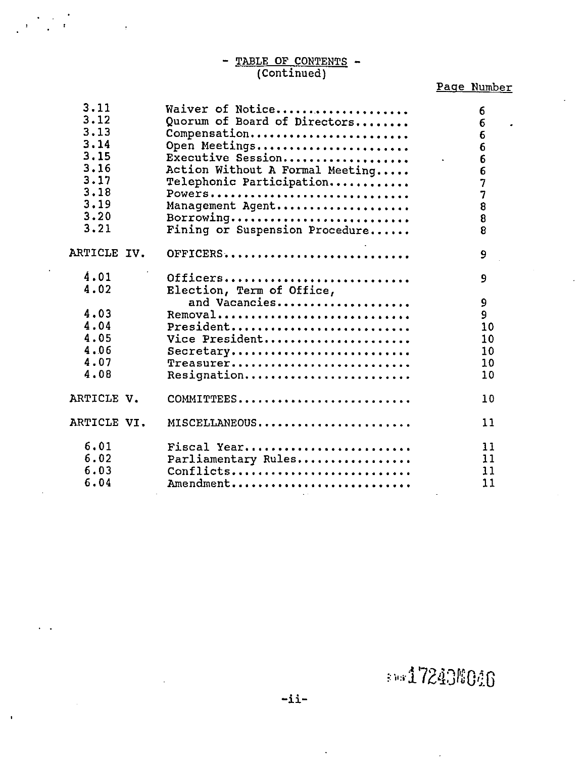## - TABLE OF CONTENTS -
(Continued)

| | | Page Number |
|---|---|---|
| 3.11 | Waiver of Notice.................... | 6 |
| 3.12 | Quorum of Board of Directors........ | 6 |
| 3.13 | Compensation........................ | 6 |
| 3.14 | Open Meetings....................... | 6 |
| 3.15 | Executive Session................... | 6 |
| 3.16 | Action Without A Formal Meeting..... | 6 |
| 3.17 | Telephonic Participation............ | 7 |
| 3.18 | Powers.............................. | 7 |
| 3.19 | Management Agent.................... | 8 |
| 3.20 | Borrowing........................... | 8 |
| 3.21 | Fining or Suspension Procedure...... | 8 |
| ARTICLE IV. | OFFICERS............................ | 9 |
| 4.01 | Officers............................ | 9 |
| 4.02 | Election, Term of Office, and Vacancies.................... | 9 |
| 4.03 | Removal............................. | 9 |
| 4.04 | President........................... | 10 |
| 4.05 | Vice President...................... | 10 |
| 4.06 | Secretary........................... | 10 |
| 4.07 | Treasurer........................... | 10 |
| 4.08 | Resignation......................... | 10 |
| ARTICLE V. | COMMITTEES.......................... | 10 |
| ARTICLE VI. | MISCELLANEOUS....................... | 11 |
| 6.01 | Fiscal Year......................... | 11 |
| 6.02 | Parliamentary Rules................. | 11 |
| 6.03 | Conflicts........................... | 11 |
| 6.04 | Amendment........................... | 11 |

17243 046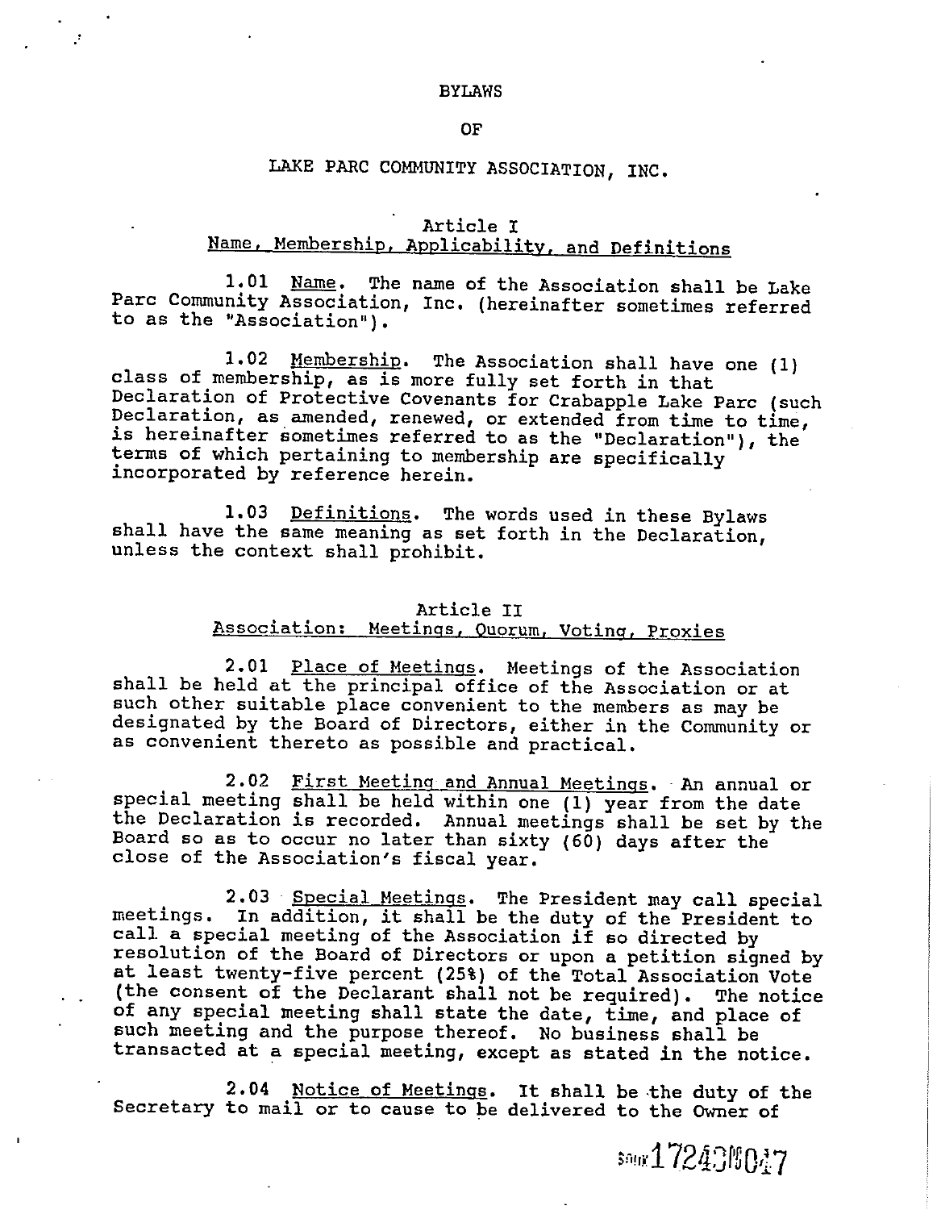# BYLAWS

# OF

# LAKE PARC COMMUNITY ASSOCIATION, INC.

## Article I
## Name, Membership, Applicability, and Definitions

1.01 Name. The name of the Association shall be Lake Parc Community Association, Inc. (hereinafter sometimes referred to as the "Association").

1.02 Membership. The Association shall have one (1) class of membership, as is more fully set forth in that Declaration of Protective Covenants for Crabapple Lake Parc (such Declaration, as amended, renewed, or extended from time to time, is hereinafter sometimes referred to as the "Declaration"), the terms of which pertaining to membership are specifically incorporated by reference herein.

1.03 Definitions. The words used in these Bylaws shall have the same meaning as set forth in the Declaration, unless the context shall prohibit.

## Article II
## Association: Meetings, Quorum, Voting, Proxies

2.01 Place of Meetings. Meetings of the Association shall be held at the principal office of the Association or at such other suitable place convenient to the members as may be designated by the Board of Directors, either in the Community or as convenient thereto as possible and practical.

2.02 First Meeting and Annual Meetings. An annual or special meeting shall be held within one (1) year from the date the Declaration is recorded. Annual meetings shall be set by the Board so as to occur no later than sixty (60) days after the close of the Association's fiscal year.

2.03 Special Meetings. The President may call special meetings. In addition, it shall be the duty of the President to call a special meeting of the Association if so directed by resolution of the Board of Directors or upon a petition signed by at least twenty-five percent (25%) of the Total Association Vote (the consent of the Declarant shall not be required). The notice of any special meeting shall state the date, time, and place of such meeting and the purpose thereof. No business shall be transacted at a special meeting, except as stated in the notice.

2.04 Notice of Meetings. It shall be the duty of the Secretary to mail or to cause to be delivered to the Owner of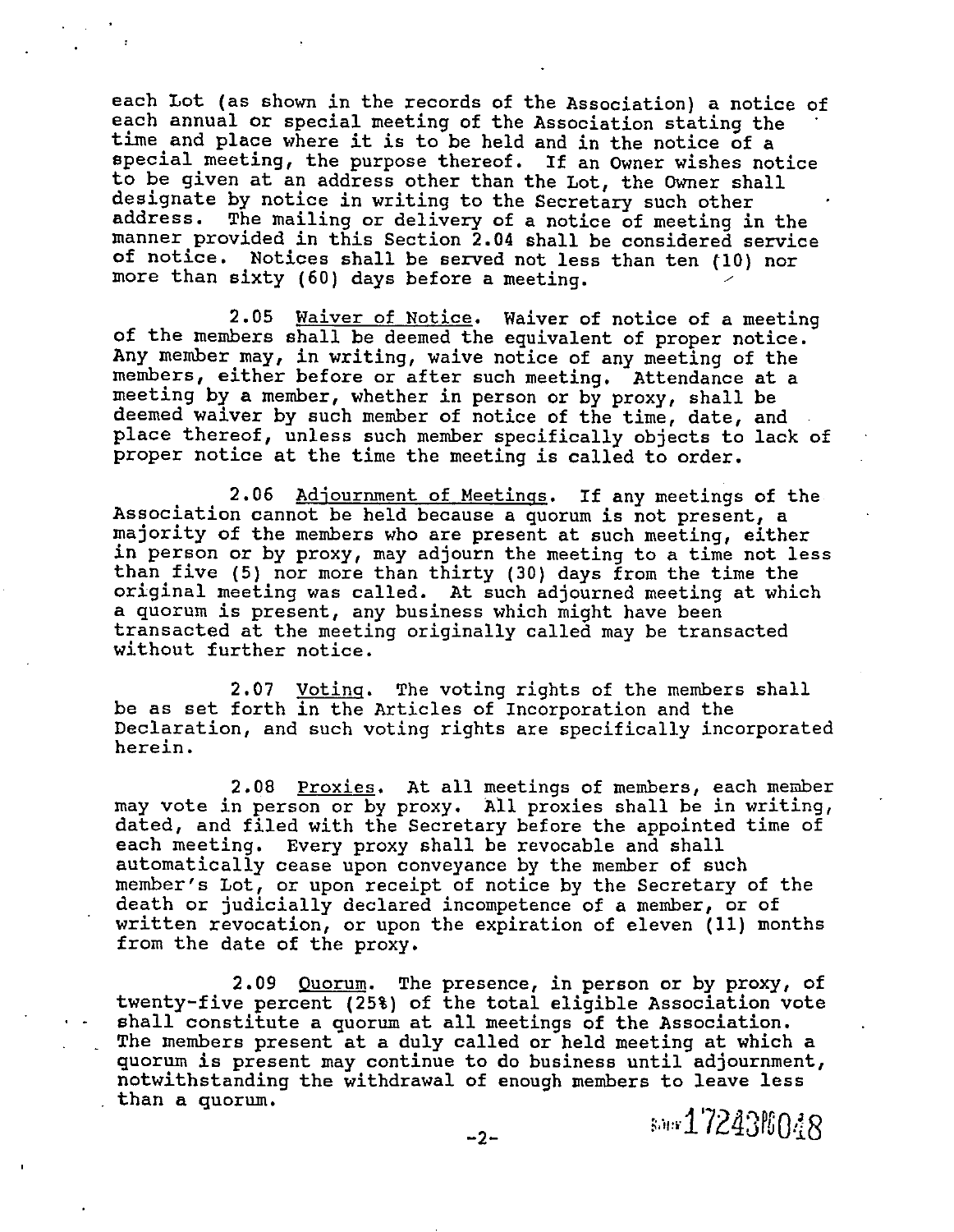each Lot (as shown in the records of the Association) a notice of each annual or special meeting of the Association stating the time and place where it is to be held and in the notice of a special meeting, the purpose thereof. If an Owner wishes notice to be given at an address other than the Lot, the Owner shall designate by notice in writing to the Secretary such other address. The mailing or delivery of a notice of meeting in the manner provided in this Section 2.04 shall be considered service of notice. Notices shall be served not less than ten (10) nor more than sixty (60) days before a meeting.

2.05 Waiver of Notice. Waiver of notice of a meeting of the members shall be deemed the equivalent of proper notice. Any member may, in writing, waive notice of any meeting of the members, either before or after such meeting. Attendance at a meeting by a member, whether in person or by proxy, shall be deemed waiver by such member of notice of the time, date, and place thereof, unless such member specifically objects to lack of proper notice at the time the meeting is called to order.

2.06 Adjournment of Meetings. If any meetings of the Association cannot be held because a quorum is not present, a majority of the members who are present at such meeting, either in person or by proxy, may adjourn the meeting to a time not less than five (5) nor more than thirty (30) days from the time the original meeting was called. At such adjourned meeting at which a quorum is present, any business which might have been transacted at the meeting originally called may be transacted without further notice.

2.07 Voting. The voting rights of the members shall be as set forth in the Articles of Incorporation and the Declaration, and such voting rights are specifically incorporated herein.

2.08 Proxies. At all meetings of members, each member may vote in person or by proxy. All proxies shall be in writing, dated, and filed with the Secretary before the appointed time of each meeting. Every proxy shall be revocable and shall automatically cease upon conveyance by the member of such member's Lot, or upon receipt of notice by the Secretary of the death or judicially declared incompetence of a member, or of written revocation, or upon the expiration of eleven (11) months from the date of the proxy.

2.09 Quorum. The presence, in person or by proxy, of twenty-five percent (25%) of the total eligible Association vote shall constitute a quorum at all meetings of the Association. The members present at a duly called or held meeting at which a quorum is present may continue to do business until adjournment, notwithstanding the withdrawal of enough members to leave less than a quorum.

17243PG048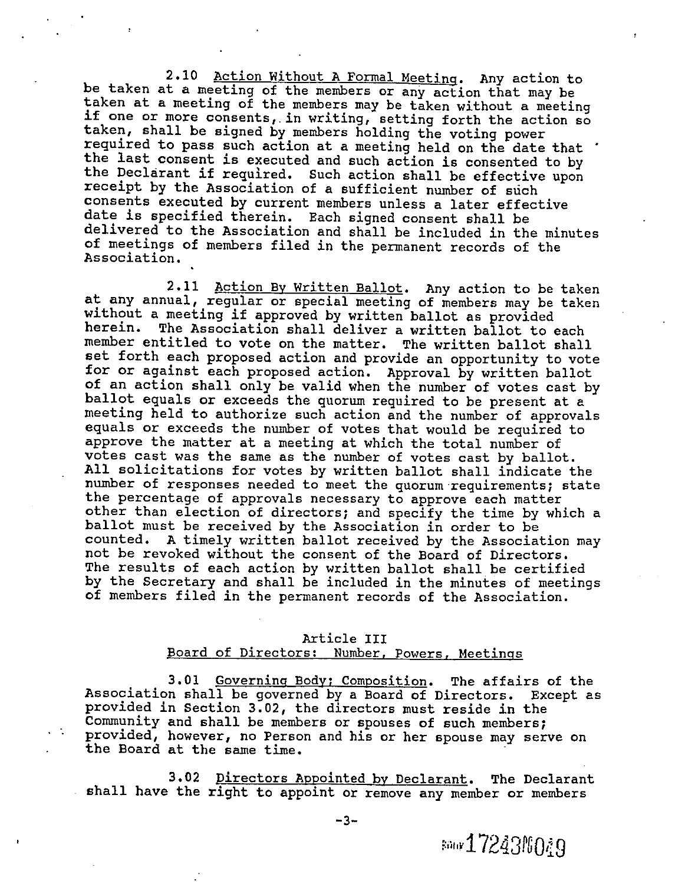2.10 Action Without A Formal Meeting. Any action to be taken at a meeting of the members or any action that may be taken at a meeting of the members may be taken without a meeting if one or more consents, in writing, setting forth the action so taken, shall be signed by members holding the voting power required to pass such action at a meeting held on the date that the last consent is executed and such action is consented to by the Declarant if required. Such action shall be effective upon receipt by the Association of a sufficient number of such consents executed by current members unless a later effective date is specified therein. Each signed consent shall be delivered to the Association and shall be included in the minutes of meetings of members filed in the permanent records of the Association.

2.11 Action By Written Ballot. Any action to be taken at any annual, regular or special meeting of members may be taken without a meeting if approved by written ballot as provided herein. The Association shall deliver a written ballot to each member entitled to vote on the matter. The written ballot shall set forth each proposed action and provide an opportunity to vote for or against each proposed action. Approval by written ballot of an action shall only be valid when the number of votes cast by ballot equals or exceeds the quorum required to be present at a meeting held to authorize such action and the number of approvals equals or exceeds the number of votes that would be required to approve the matter at a meeting at which the total number of votes cast was the same as the number of votes cast by ballot. All solicitations for votes by written ballot shall indicate the number of responses needed to meet the quorum requirements; state the percentage of approvals necessary to approve each matter other than election of directors; and specify the time by which a ballot must be received by the Association in order to be counted. A timely written ballot received by the Association may not be revoked without the consent of the Board of Directors. The results of each action by written ballot shall be certified by the Secretary and shall be included in the minutes of meetings of members filed in the permanent records of the Association.

## Article III
## Board of Directors: Number, Powers, Meetings

3.01 Governing Body; Composition. The affairs of the Association shall be governed by a Board of Directors. Except as provided in Section 3.02, the directors must reside in the Community and shall be members or spouses of such members; provided, however, no Person and his or her spouse may serve on the Board at the same time.

3.02 Directors Appointed by Declarant. The Declarant shall have the right to appoint or remove any member or members

BOOK 17243 PG 049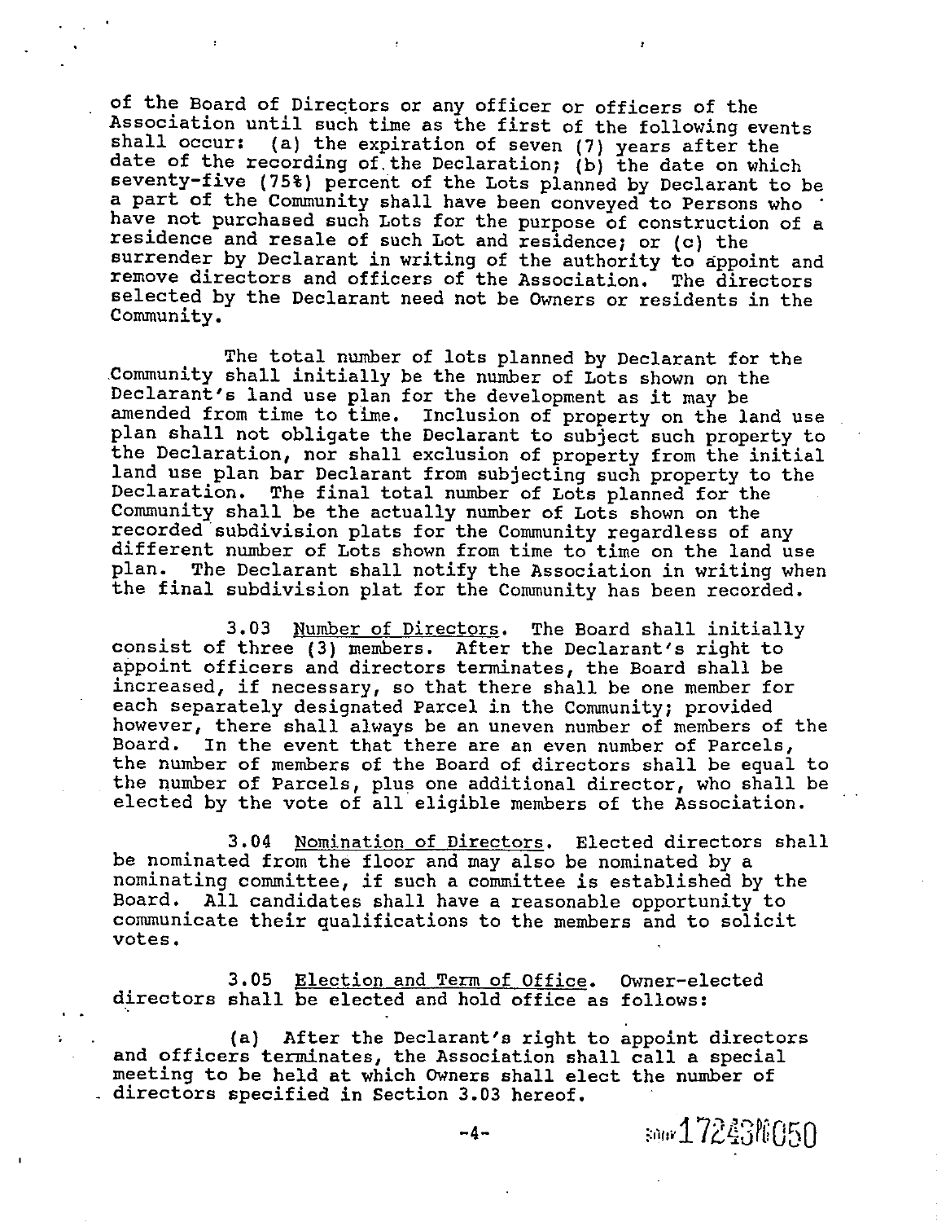of the Board of Directors or any officer or officers of the Association until such time as the first of the following events shall occur: (a) the expiration of seven (7) years after the date of the recording of the Declaration; (b) the date on which seventy-five (75%) percent of the Lots planned by Declarant to be a part of the Community shall have been conveyed to Persons who have not purchased such Lots for the purpose of construction of a residence and resale of such Lot and residence; or (c) the surrender by Declarant in writing of the authority to appoint and remove directors and officers of the Association. The directors selected by the Declarant need not be Owners or residents in the Community.

The total number of lots planned by Declarant for the Community shall initially be the number of Lots shown on the Declarant's land use plan for the development as it may be amended from time to time. Inclusion of property on the land use plan shall not obligate the Declarant to subject such property to the Declaration, nor shall exclusion of property from the initial land use plan bar Declarant from subjecting such property to the Declaration. The final total number of Lots planned for the Community shall be the actually number of Lots shown on the recorded subdivision plats for the Community regardless of any different number of Lots shown from time to time on the land use plan. The Declarant shall notify the Association in writing when the final subdivision plat for the Community has been recorded.

3.03 Number of Directors. The Board shall initially consist of three (3) members. After the Declarant's right to appoint officers and directors terminates, the Board shall be increased, if necessary, so that there shall be one member for each separately designated Parcel in the Community; provided however, there shall always be an uneven number of members of the Board. In the event that there are an even number of Parcels, the number of members of the Board of directors shall be equal to the number of Parcels, plus one additional director, who shall be elected by the vote of all eligible members of the Association.

3.04 Nomination of Directors. Elected directors shall be nominated from the floor and may also be nominated by a nominating committee, if such a committee is established by the Board. All candidates shall have a reasonable opportunity to communicate their qualifications to the members and to solicit votes.

3.05 Election and Term of Office. Owner-elected directors shall be elected and hold office as follows:

(a) After the Declarant's right to appoint directors and officers terminates, the Association shall call a special meeting to be held at which Owners shall elect the number of directors specified in Section 3.03 hereof.

BOOK 17243 PG 050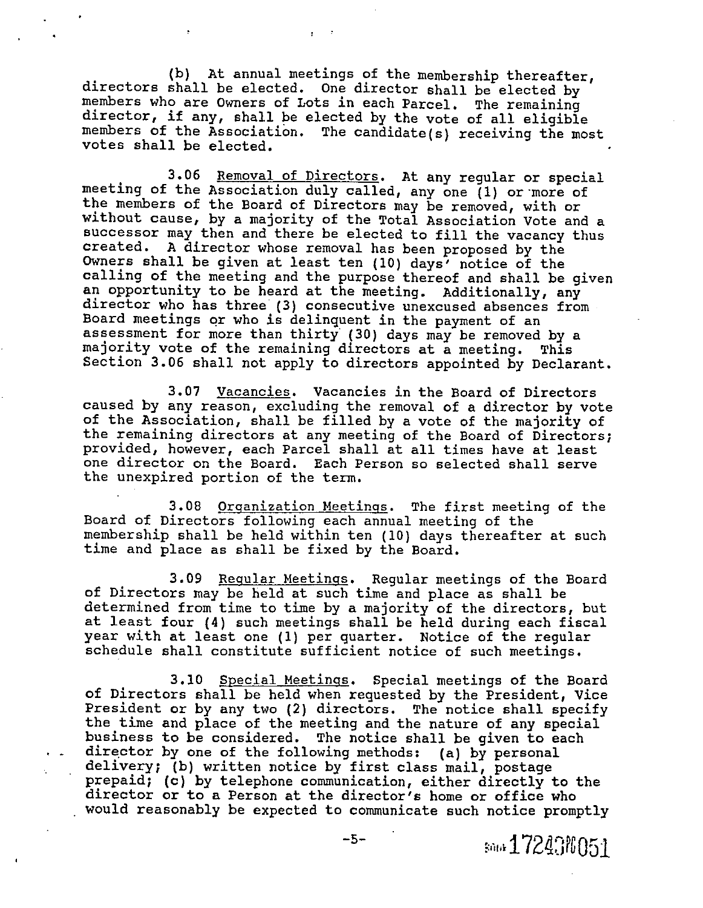(b) At annual meetings of the membership thereafter, directors shall be elected. One director shall be elected by members who are Owners of Lots in each Parcel. The remaining director, if any, shall be elected by the vote of all eligible members of the Association. The candidate(s) receiving the most votes shall be elected.

3.06 Removal of Directors. At any regular or special meeting of the Association duly called, any one (1) or more of the members of the Board of Directors may be removed, with or without cause, by a majority of the Total Association Vote and a successor may then and there be elected to fill the vacancy thus created. A director whose removal has been proposed by the Owners shall be given at least ten (10) days' notice of the calling of the meeting and the purpose thereof and shall be given an opportunity to be heard at the meeting. Additionally, any director who has three (3) consecutive unexcused absences from Board meetings or who is delinquent in the payment of an assessment for more than thirty (30) days may be removed by a majority vote of the remaining directors at a meeting. This Section 3.06 shall not apply to directors appointed by Declarant.

3.07 Vacancies. Vacancies in the Board of Directors caused by any reason, excluding the removal of a director by vote of the Association, shall be filled by a vote of the majority of the remaining directors at any meeting of the Board of Directors; provided, however, each Parcel shall at all times have at least one director on the Board. Each Person so selected shall serve the unexpired portion of the term.

3.08 Organization Meetings. The first meeting of the Board of Directors following each annual meeting of the membership shall be held within ten (10) days thereafter at such time and place as shall be fixed by the Board.

3.09 Regular Meetings. Regular meetings of the Board of Directors may be held at such time and place as shall be determined from time to time by a majority of the directors, but at least four (4) such meetings shall be held during each fiscal year with at least one (1) per quarter. Notice of the regular schedule shall constitute sufficient notice of such meetings.

3.10 Special Meetings. Special meetings of the Board of Directors shall be held when requested by the President, Vice President or by any two (2) directors. The notice shall specify the time and place of the meeting and the nature of any special business to be considered. The notice shall be given to each director by one of the following methods: (a) by personal delivery; (b) written notice by first class mail, postage prepaid; (c) by telephone communication, either directly to the director or to a Person at the director's home or office who would reasonably be expected to communicate such notice promptly

BOOK 17243 PG 051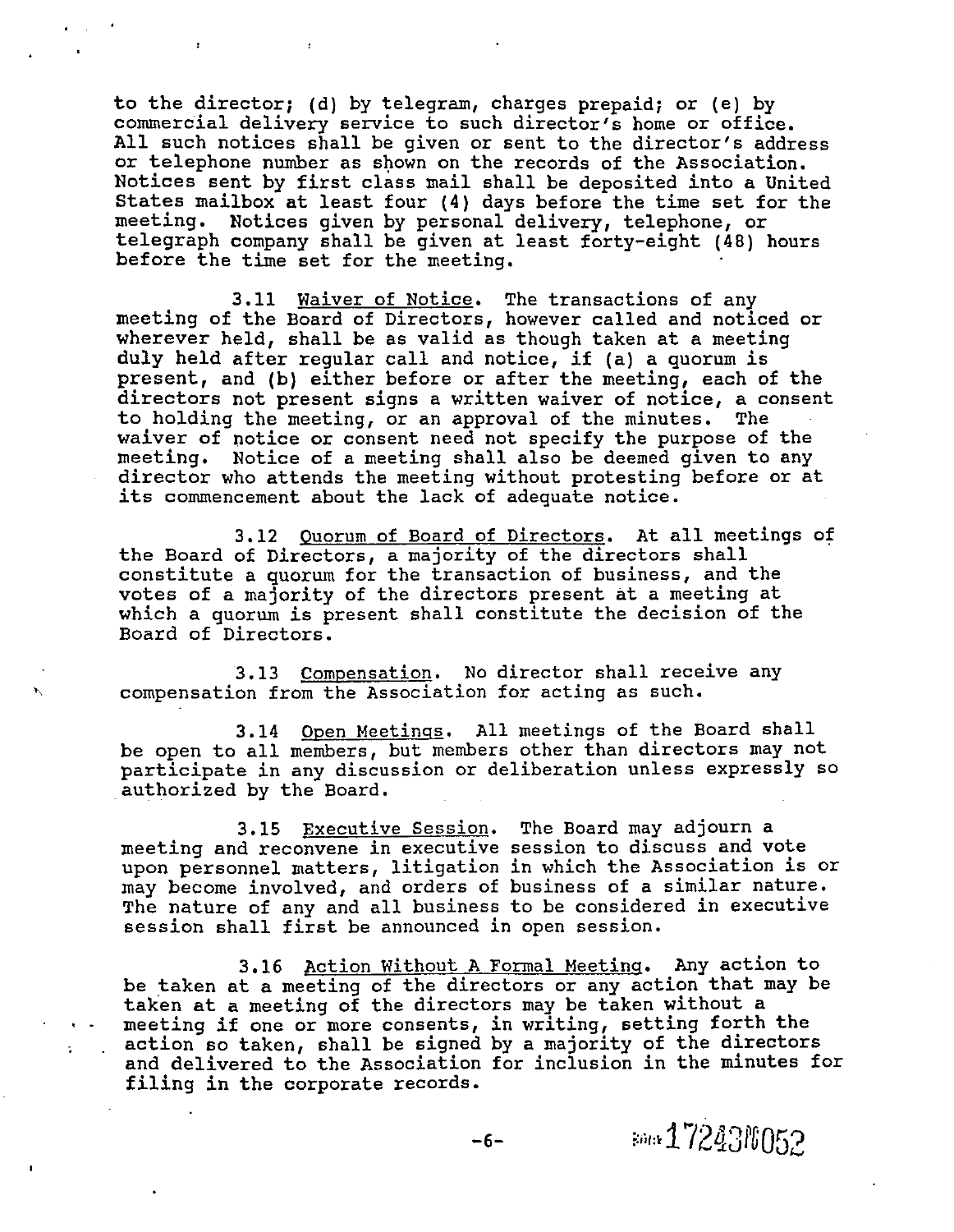to the director; (d) by telegram, charges prepaid; or (e) by commercial delivery service to such director's home or office. All such notices shall be given or sent to the director's address or telephone number as shown on the records of the Association. Notices sent by first class mail shall be deposited into a United States mailbox at least four (4) days before the time set for the meeting. Notices given by personal delivery, telephone, or telegraph company shall be given at least forty-eight (48) hours before the time set for the meeting.

3.11 Waiver of Notice. The transactions of any meeting of the Board of Directors, however called and noticed or wherever held, shall be as valid as though taken at a meeting duly held after regular call and notice, if (a) a quorum is present, and (b) either before or after the meeting, each of the directors not present signs a written waiver of notice, a consent to holding the meeting, or an approval of the minutes. The waiver of notice or consent need not specify the purpose of the meeting. Notice of a meeting shall also be deemed given to any director who attends the meeting without protesting before or at its commencement about the lack of adequate notice.

3.12 Quorum of Board of Directors. At all meetings of the Board of Directors, a majority of the directors shall constitute a quorum for the transaction of business, and the votes of a majority of the directors present at a meeting at which a quorum is present shall constitute the decision of the Board of Directors.

3.13 Compensation. No director shall receive any compensation from the Association for acting as such.

3.14 Open Meetings. All meetings of the Board shall be open to all members, but members other than directors may not participate in any discussion or deliberation unless expressly so authorized by the Board.

3.15 Executive Session. The Board may adjourn a meeting and reconvene in executive session to discuss and vote upon personnel matters, litigation in which the Association is or may become involved, and orders of business of a similar nature. The nature of any and all business to be considered in executive session shall first be announced in open session.

3.16 Action Without A Formal Meeting. Any action to be taken at a meeting of the directors or any action that may be taken at a meeting of the directors may be taken without a meeting if one or more consents, in writing, setting forth the action so taken, shall be signed by a majority of the directors and delivered to the Association for inclusion in the minutes for filing in the corporate records.

BOOK 1724 PG 052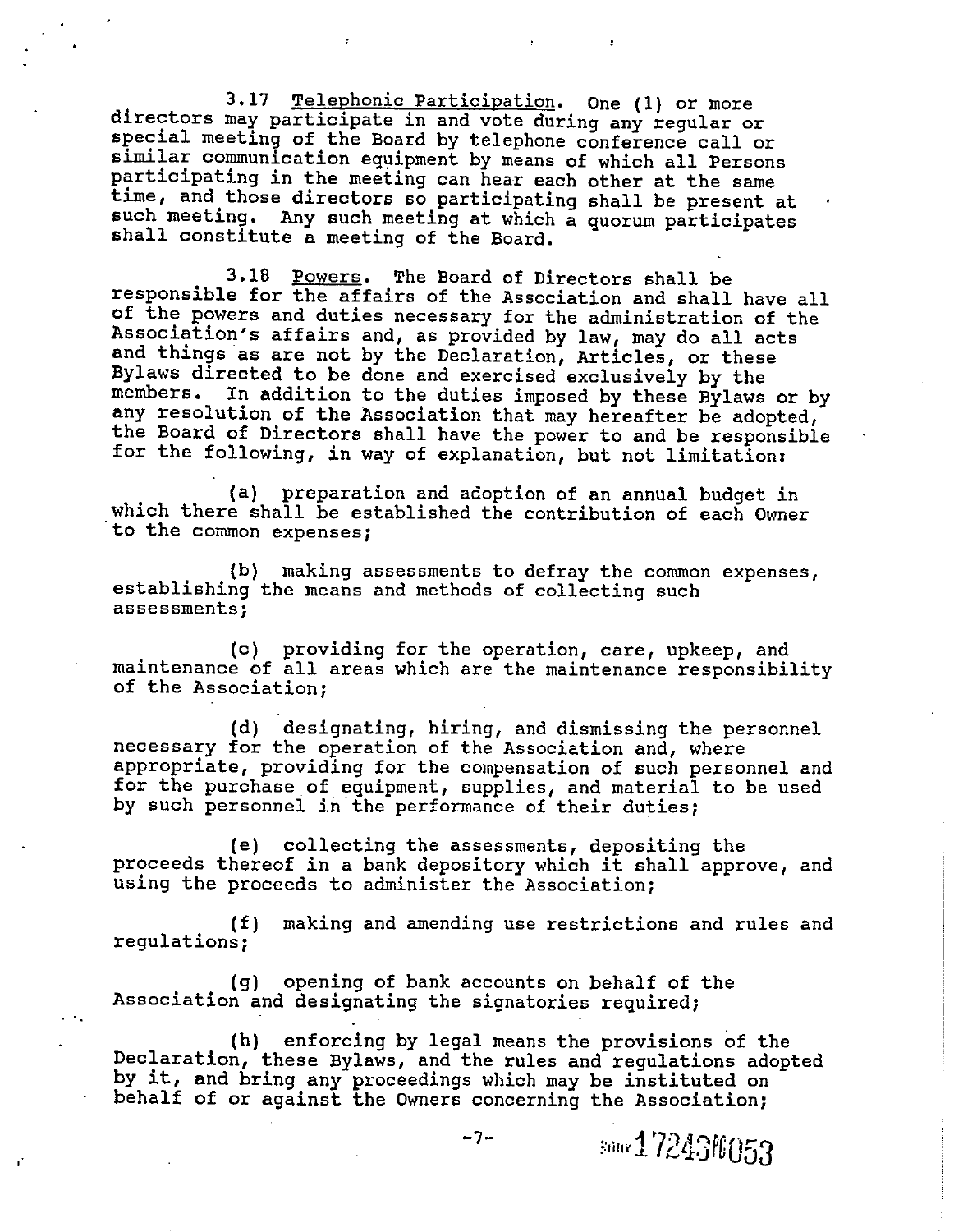3.17 Telephonic Participation. One (1) or more directors may participate in and vote during any regular or special meeting of the Board by telephone conference call or similar communication equipment by means of which all Persons participating in the meeting can hear each other at the same time, and those directors so participating shall be present at such meeting. Any such meeting at which a quorum participates shall constitute a meeting of the Board.

3.18 Powers. The Board of Directors shall be responsible for the affairs of the Association and shall have all of the powers and duties necessary for the administration of the Association's affairs and, as provided by law, may do all acts and things as are not by the Declaration, Articles, or these Bylaws directed to be done and exercised exclusively by the members. In addition to the duties imposed by these Bylaws or by any resolution of the Association that may hereafter be adopted, the Board of Directors shall have the power to and be responsible for the following, in way of explanation, but not limitation:

(a) preparation and adoption of an annual budget in which there shall be established the contribution of each Owner to the common expenses;

(b) making assessments to defray the common expenses, establishing the means and methods of collecting such assessments;

(c) providing for the operation, care, upkeep, and maintenance of all areas which are the maintenance responsibility of the Association;

(d) designating, hiring, and dismissing the personnel necessary for the operation of the Association and, where appropriate, providing for the compensation of such personnel and for the purchase of equipment, supplies, and material to be used by such personnel in the performance of their duties;

(e) collecting the assessments, depositing the proceeds thereof in a bank depository which it shall approve, and using the proceeds to administer the Association;

(f) making and amending use restrictions and rules and regulations;

(g) opening of bank accounts on behalf of the Association and designating the signatories required;

(h) enforcing by legal means the provisions of the Declaration, these Bylaws, and the rules and regulations adopted by it, and bring any proceedings which may be instituted on behalf of or against the Owners concerning the Association;

BOOK 17243 PG 053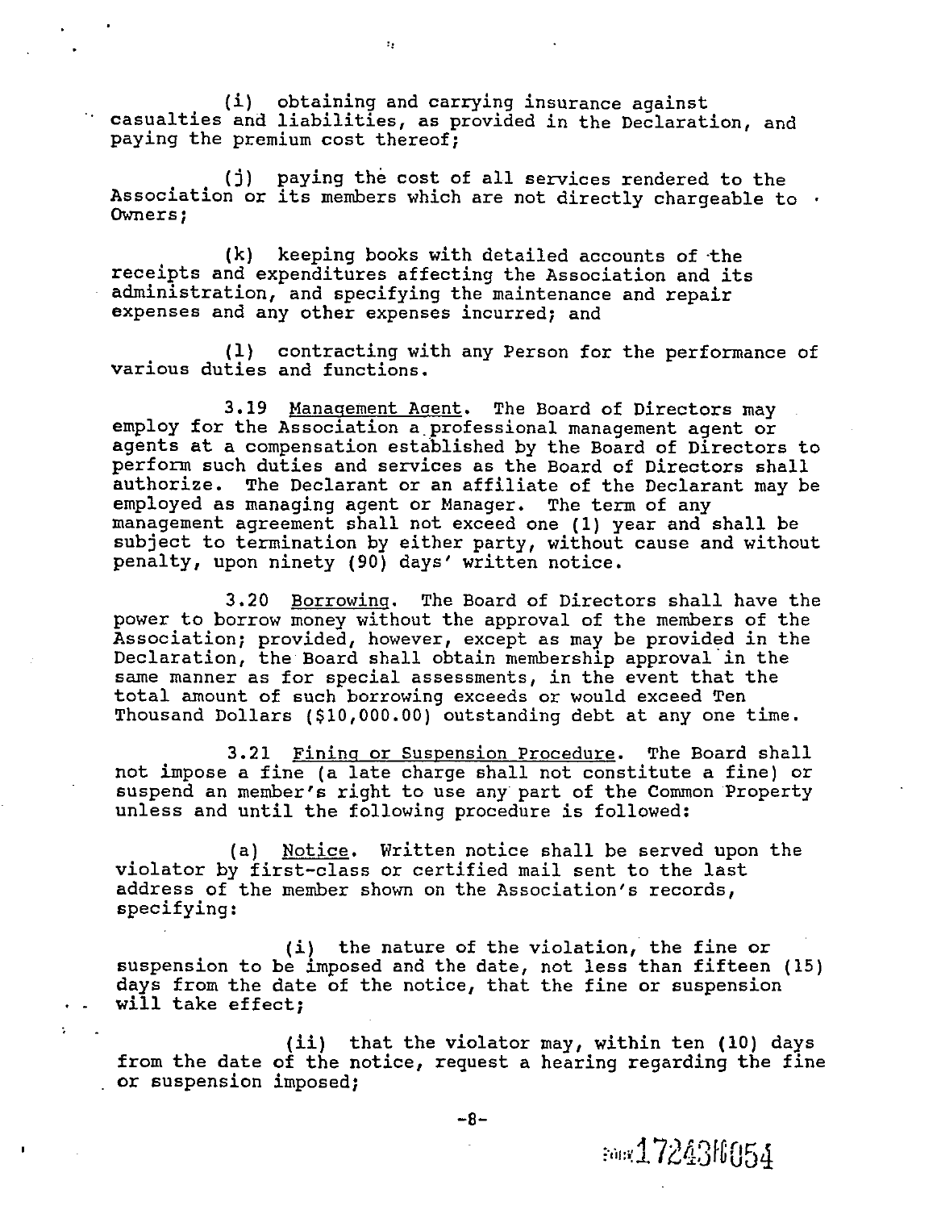(i) obtaining and carrying insurance against casualties and liabilities, as provided in the Declaration, and paying the premium cost thereof;

(j) paying the cost of all services rendered to the Association or its members which are not directly chargeable to Owners;

(k) keeping books with detailed accounts of the receipts and expenditures affecting the Association and its administration, and specifying the maintenance and repair expenses and any other expenses incurred; and

(l) contracting with any Person for the performance of various duties and functions.

3.19 Management Agent. The Board of Directors may employ for the Association a professional management agent or agents at a compensation established by the Board of Directors to perform such duties and services as the Board of Directors shall authorize. The Declarant or an affiliate of the Declarant may be employed as managing agent or Manager. The term of any management agreement shall not exceed one (1) year and shall be subject to termination by either party, without cause and without penalty, upon ninety (90) days' written notice.

3.20 Borrowing. The Board of Directors shall have the power to borrow money without the approval of the members of the Association; provided, however, except as may be provided in the Declaration, the Board shall obtain membership approval in the same manner as for special assessments, in the event that the total amount of such borrowing exceeds or would exceed Ten Thousand Dollars ($10,000.00) outstanding debt at any one time.

3.21 Fining or Suspension Procedure. The Board shall not impose a fine (a late charge shall not constitute a fine) or suspend an member's right to use any part of the Common Property unless and until the following procedure is followed:

(a) Notice. Written notice shall be served upon the violator by first-class or certified mail sent to the last address of the member shown on the Association's records, specifying:

(i) the nature of the violation, the fine or suspension to be imposed and the date, not less than fifteen (15) days from the date of the notice, that the fine or suspension will take effect;

(ii) that the violator may, within ten (10) days from the date of the notice, request a hearing regarding the fine or suspension imposed;

BOOK 1724 PG 054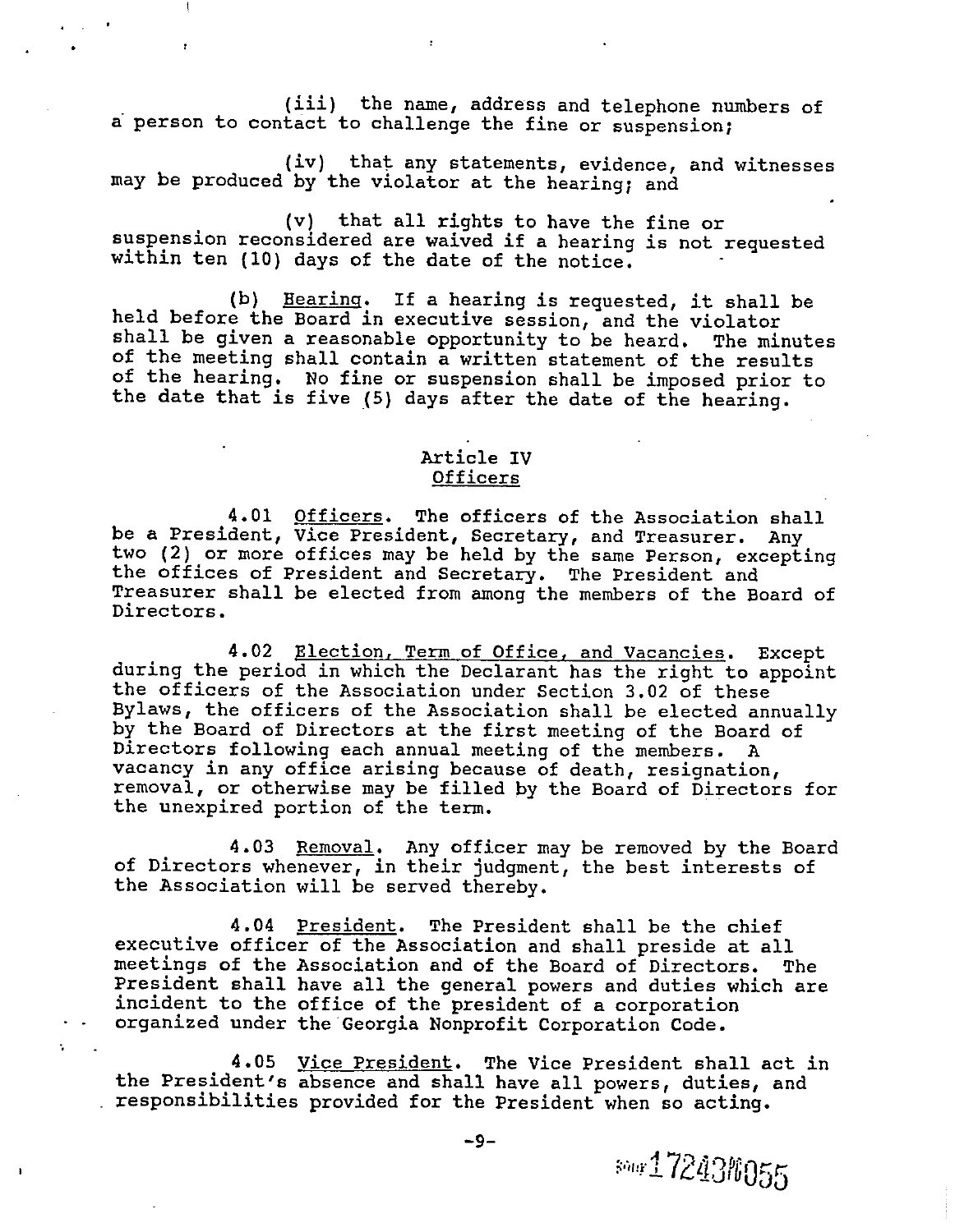(iii) the name, address and telephone numbers of a person to contact to challenge the fine or suspension;

(iv) that any statements, evidence, and witnesses may be produced by the violator at the hearing; and

(v) that all rights to have the fine or suspension reconsidered are waived if a hearing is not requested within ten (10) days of the date of the notice.

(b) Hearing. If a hearing is requested, it shall be held before the Board in executive session, and the violator shall be given a reasonable opportunity to be heard. The minutes of the meeting shall contain a written statement of the results of the hearing. No fine or suspension shall be imposed prior to the date that is five (5) days after the date of the hearing.

## Article IV
## Officers

4.01 Officers. The officers of the Association shall be a President, Vice President, Secretary, and Treasurer. Any two (2) or more offices may be held by the same Person, excepting the offices of President and Secretary. The President and Treasurer shall be elected from among the members of the Board of Directors.

4.02 Election, Term of Office, and Vacancies. Except during the period in which the Declarant has the right to appoint the officers of the Association under Section 3.02 of these Bylaws, the officers of the Association shall be elected annually by the Board of Directors at the first meeting of the Board of Directors following each annual meeting of the members. A vacancy in any office arising because of death, resignation, removal, or otherwise may be filled by the Board of Directors for the unexpired portion of the term.

4.03 Removal. Any officer may be removed by the Board of Directors whenever, in their judgment, the best interests of the Association will be served thereby.

4.04 President. The President shall be the chief executive officer of the Association and shall preside at all meetings of the Association and of the Board of Directors. The President shall have all the general powers and duties which are incident to the office of the president of a corporation organized under the Georgia Nonprofit Corporation Code.

4.05 Vice President. The Vice President shall act in the President's absence and shall have all powers, duties, and responsibilities provided for the President when so acting.

BOOK 17243 PG 055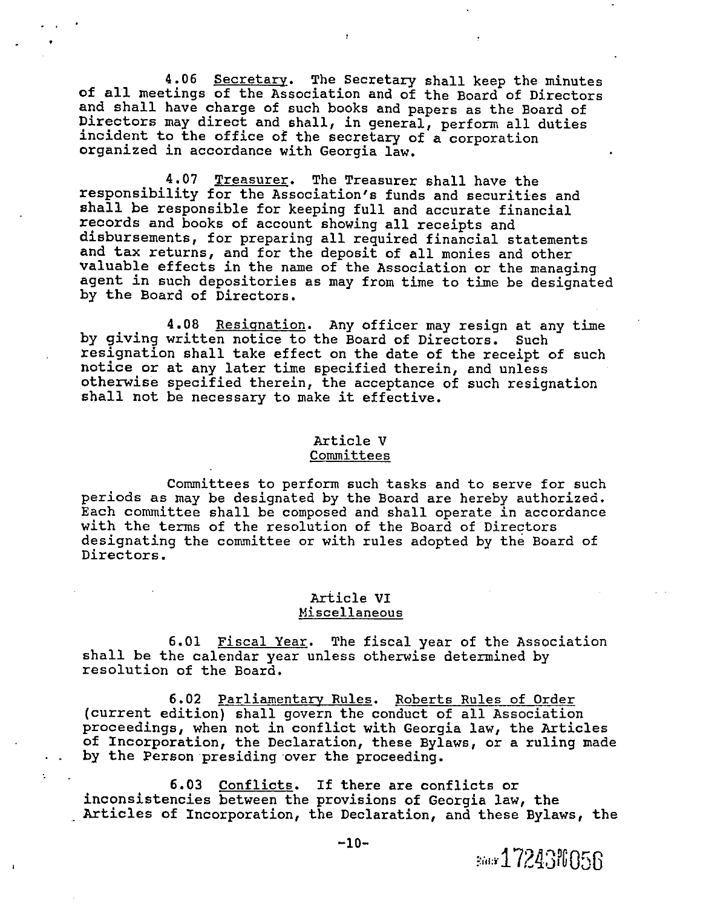4.06 <u>Secretary</u>. The Secretary shall keep the minutes of all meetings of the Association and of the Board of Directors and shall have charge of such books and papers as the Board of Directors may direct and shall, in general, perform all duties incident to the office of the secretary of a corporation organized in accordance with Georgia law.

4.07 <u>Treasurer</u>. The Treasurer shall have the responsibility for the Association's funds and securities and shall be responsible for keeping full and accurate financial records and books of account showing all receipts and disbursements, for preparing all required financial statements and tax returns, and for the deposit of all monies and other valuable effects in the name of the Association or the managing agent in such depositories as may from time to time be designated by the Board of Directors.

4.08 <u>Resignation</u>. Any officer may resign at any time by giving written notice to the Board of Directors. Such resignation shall take effect on the date of the receipt of such notice or at any later time specified therein, and unless otherwise specified therein, the acceptance of such resignation shall not be necessary to make it effective.

## Article V
## Committees

Committees to perform such tasks and to serve for such periods as may be designated by the Board are hereby authorized. Each committee shall be composed and shall operate in accordance with the terms of the resolution of the Board of Directors designating the committee or with rules adopted by the Board of Directors.

## Article VI
## Miscellaneous

6.01 <u>Fiscal Year</u>. The fiscal year of the Association shall be the calendar year unless otherwise determined by resolution of the Board.

6.02 <u>Parliamentary Rules</u>. <u>Roberts Rules of Order</u> (current edition) shall govern the conduct of all Association proceedings, when not in conflict with Georgia law, the Articles of Incorporation, the Declaration, these Bylaws, or a ruling made by the Person presiding over the proceeding.

6.03 <u>Conflicts</u>. If there are conflicts or inconsistencies between the provisions of Georgia law, the Articles of Incorporation, the Declaration, and these Bylaws, the

BOOK 17243 PG 056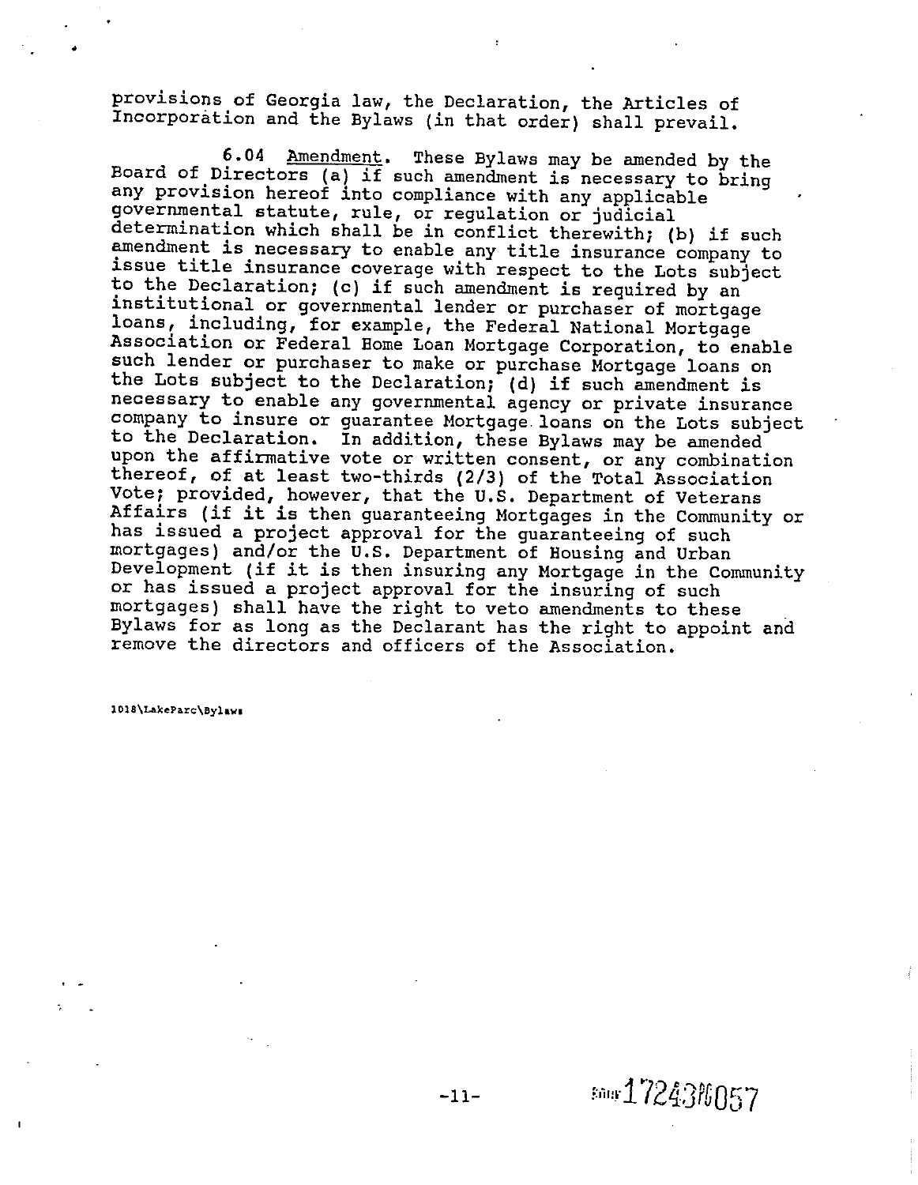provisions of Georgia law, the Declaration, the Articles of Incorporation and the Bylaws (in that order) shall prevail.

6.04 Amendment. These Bylaws may be amended by the Board of Directors (a) if such amendment is necessary to bring any provision hereof into compliance with any applicable governmental statute, rule, or regulation or judicial determination which shall be in conflict therewith; (b) if such amendment is necessary to enable any title insurance company to issue title insurance coverage with respect to the Lots subject to the Declaration; (c) if such amendment is required by an institutional or governmental lender or purchaser of mortgage loans, including, for example, the Federal National Mortgage Association or Federal Home Loan Mortgage Corporation, to enable such lender or purchaser to make or purchase Mortgage loans on the Lots subject to the Declaration; (d) if such amendment is necessary to enable any governmental agency or private insurance company to insure or guarantee Mortgage loans on the Lots subject to the Declaration. In addition, these Bylaws may be amended upon the affirmative vote or written consent, or any combination thereof, of at least two-thirds (2/3) of the Total Association Vote; provided, however, that the U.S. Department of Veterans Affairs (if it is then guaranteeing Mortgages in the Community or has issued a project approval for the guaranteeing of such mortgages) and/or the U.S. Department of Housing and Urban Development (if it is then insuring any Mortgage in the Community or has issued a project approval for the insuring of such mortgages) shall have the right to veto amendments to these Bylaws for as long as the Declarant has the right to appoint and remove the directors and officers of the Association.

1018\LakeParc\Bylaws

BOOK 17243 PG 057